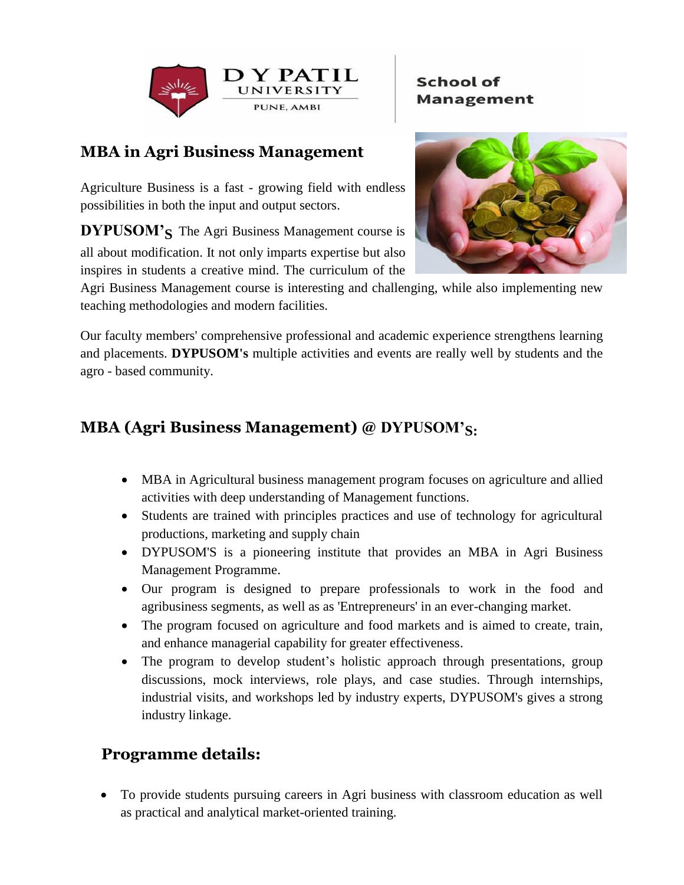D Y PATIL UNIVERSITY
PUNE, AMBI

School of Management

## MBA in Agri Business Management

Agriculture Business is a fast - growing field with endless possibilities in both the input and output sectors.

**DYPUSOM'S** The Agri Business Management course is all about modification. It not only imparts expertise but also inspires in students a creative mind. The curriculum of the Agri Business Management course is interesting and challenging, while also implementing new teaching methodologies and modern facilities.

Our faculty members' comprehensive professional and academic experience strengthens learning and placements. **DYPUSOM's** multiple activities and events are really well by students and the agro - based community.

## MBA (Agri Business Management) @ DYPUSOM'S:

- MBA in Agricultural business management program focuses on agriculture and allied activities with deep understanding of Management functions.
- Students are trained with principles practices and use of technology for agricultural productions, marketing and supply chain
- DYPUSOM'S is a pioneering institute that provides an MBA in Agri Business Management Programme.
- Our program is designed to prepare professionals to work in the food and agribusiness segments, as well as as 'Entrepreneurs' in an ever-changing market.
- The program focused on agriculture and food markets and is aimed to create, train, and enhance managerial capability for greater effectiveness.
- The program to develop student's holistic approach through presentations, group discussions, mock interviews, role plays, and case studies. Through internships, industrial visits, and workshops led by industry experts, DYPUSOM's gives a strong industry linkage.

## Programme details:

- To provide students pursuing careers in Agri business with classroom education as well as practical and analytical market-oriented training.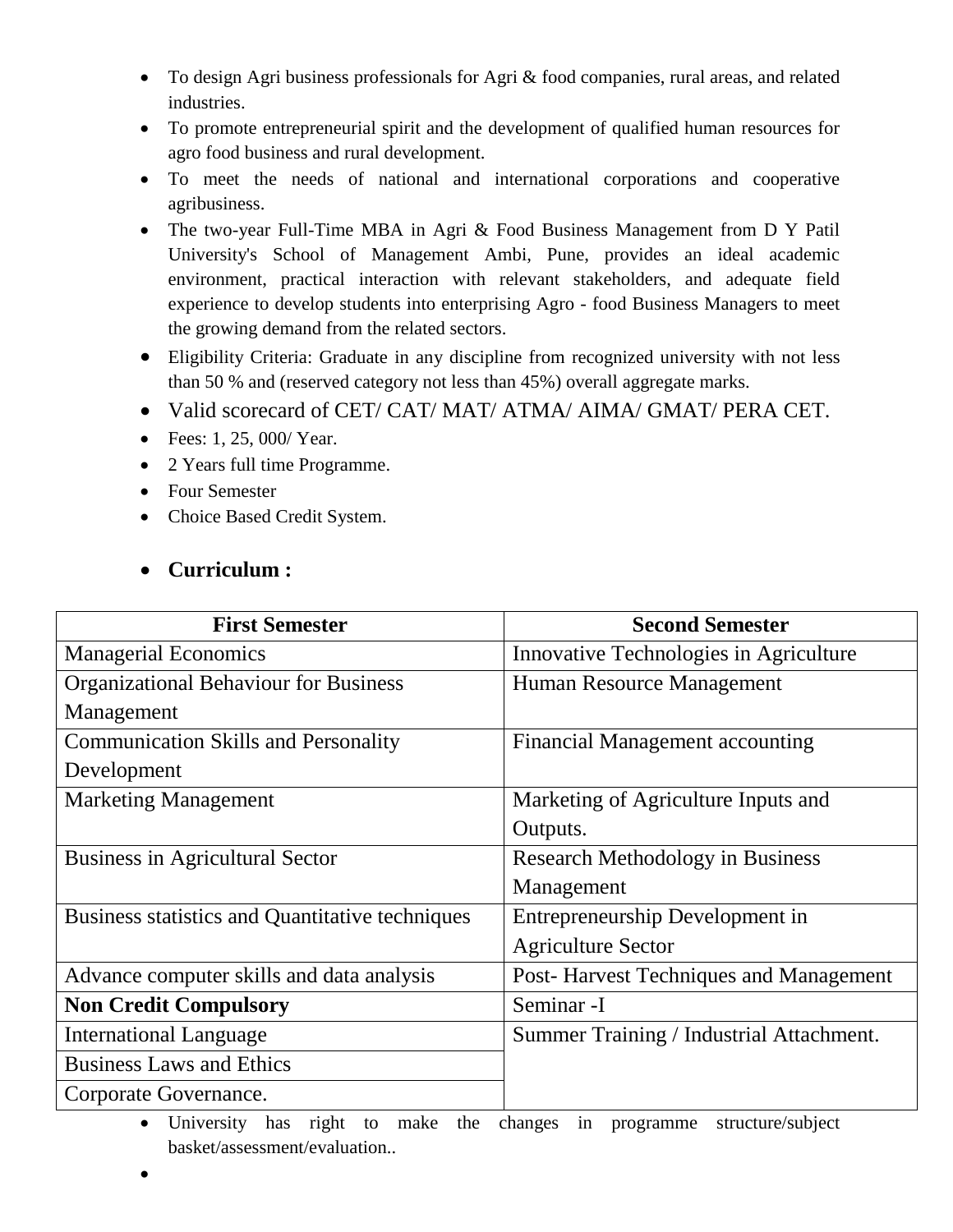- To design Agri business professionals for Agri & food companies, rural areas, and related industries.
- To promote entrepreneurial spirit and the development of qualified human resources for agro food business and rural development.
- To meet the needs of national and international corporations and cooperative agribusiness.
- The two-year Full-Time MBA in Agri & Food Business Management from D Y Patil University's School of Management Ambi, Pune, provides an ideal academic environment, practical interaction with relevant stakeholders, and adequate field experience to develop students into enterprising Agro - food Business Managers to meet the growing demand from the related sectors.
- Eligibility Criteria: Graduate in any discipline from recognized university with not less than 50 % and (reserved category not less than 45%) overall aggregate marks.
- Valid scorecard of CET/ CAT/ MAT/ ATMA/ AIMA/ GMAT/ PERA CET.
- Fees: 1, 25, 000/ Year.
- 2 Years full time Programme.
- Four Semester
- Choice Based Credit System.

- **Curriculum :**

| First Semester | Second Semester |
|---|---|
| Managerial Economics | Innovative Technologies in Agriculture |
| Organizational Behaviour for Business Management | Human Resource Management |
| Communication Skills and Personality Development | Financial Management accounting |
| Marketing Management | Marketing of Agriculture Inputs and Outputs. |
| Business in Agricultural Sector | Research Methodology in Business Management |
| Business statistics and Quantitative techniques | Entrepreneurship Development in Agriculture Sector |
| Advance computer skills and data analysis | Post- Harvest Techniques and Management |
| **Non Credit Compulsory** | Seminar -I |
| International Language | Summer Training / Industrial Attachment. |
| Business Laws and Ethics | |
| Corporate Governance. | |

- University has right to make the changes in programme structure/subject basket/assessment/evaluation..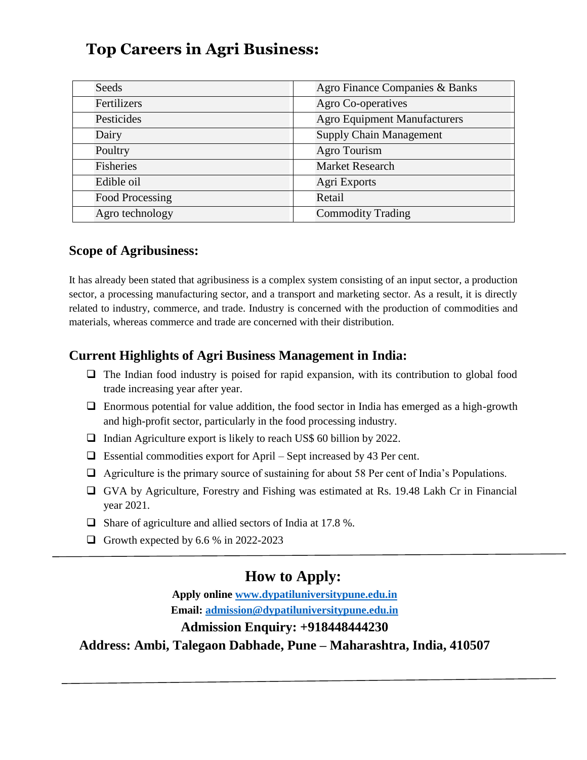## Top Careers in Agri Business:

| | |
|---|---|
| Seeds | Agro Finance Companies & Banks |
| Fertilizers | Agro Co-operatives |
| Pesticides | Agro Equipment Manufacturers |
| Dairy | Supply Chain Management |
| Poultry | Agro Tourism |
| Fisheries | Market Research |
| Edible oil | Agri Exports |
| Food Processing | Retail |
| Agro technology | Commodity Trading |

### Scope of Agribusiness:

It has already been stated that agribusiness is a complex system consisting of an input sector, a production sector, a processing manufacturing sector, and a transport and marketing sector. As a result, it is directly related to industry, commerce, and trade. Industry is concerned with the production of commodities and materials, whereas commerce and trade are concerned with their distribution.

### Current Highlights of Agri Business Management in India:

- The Indian food industry is poised for rapid expansion, with its contribution to global food trade increasing year after year.
- Enormous potential for value addition, the food sector in India has emerged as a high-growth and high-profit sector, particularly in the food processing industry.
- Indian Agriculture export is likely to reach US$ 60 billion by 2022.
- Essential commodities export for April – Sept increased by 43 Per cent.
- Agriculture is the primary source of sustaining for about 58 Per cent of India's Populations.
- GVA by Agriculture, Forestry and Fishing was estimated at Rs. 19.48 Lakh Cr in Financial year 2021.
- Share of agriculture and allied sectors of India at 17.8 %.
- Growth expected by 6.6 % in 2022-2023

---

## How to Apply:

**Apply online [www.dypatiluniversitypune.edu.in](http://www.dypatiluniversitypune.edu.in)**

**Email: [admission@dypatiluniversitypune.edu.in](mailto:admission@dypatiluniversitypune.edu.in)**

**Admission Enquiry: +918448444230**

**Address: Ambi, Talegaon Dabhade, Pune – Maharashtra, India, 410507**

---